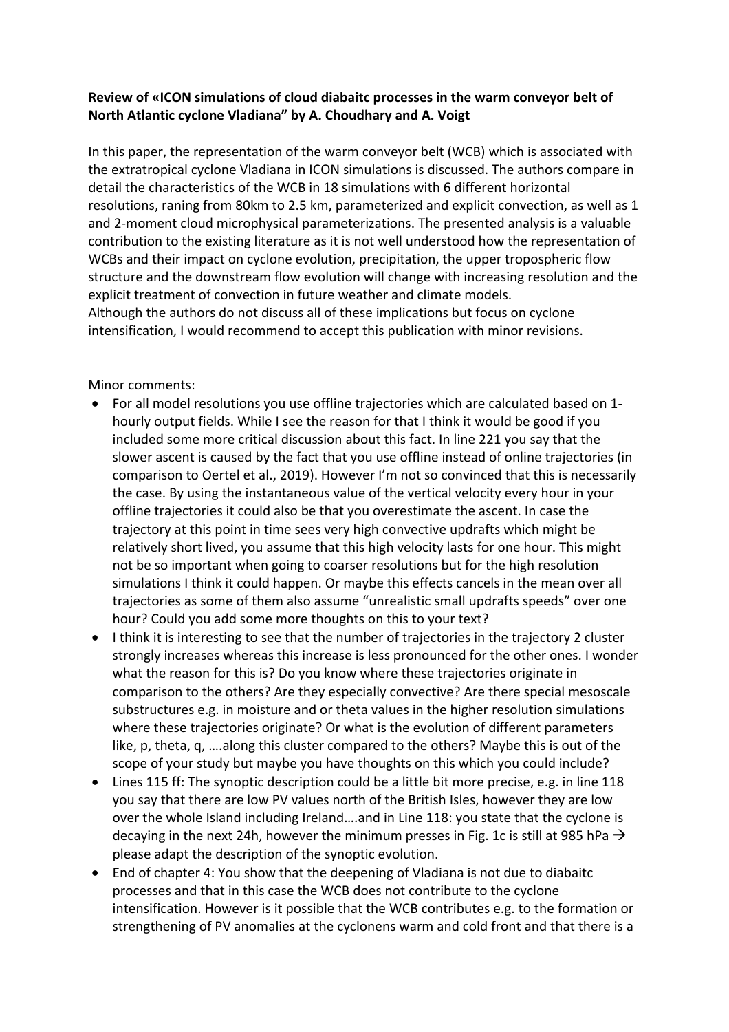**Review of «ICON simulations of cloud diabaitc processes in the warm conveyor belt of North Atlantic cyclone Vladiana" by A. Choudhary and A. Voigt**

In this paper, the representation of the warm conveyor belt (WCB) which is associated with the extratropical cyclone Vladiana in ICON simulations is discussed. The authors compare in detail the characteristics of the WCB in 18 simulations with 6 different horizontal resolutions, raning from 80km to 2.5 km, parameterized and explicit convection, as well as 1 and 2-moment cloud microphysical parameterizations. The presented analysis is a valuable contribution to the existing literature as it is not well understood how the representation of WCBs and their impact on cyclone evolution, precipitation, the upper tropospheric flow structure and the downstream flow evolution will change with increasing resolution and the explicit treatment of convection in future weather and climate models.
Although the authors do not discuss all of these implications but focus on cyclone intensification, I would recommend to accept this publication with minor revisions.

Minor comments:

- For all model resolutions you use offline trajectories which are calculated based on 1-hourly output fields. While I see the reason for that I think it would be good if you included some more critical discussion about this fact. In line 221 you say that the slower ascent is caused by the fact that you use offline instead of online trajectories (in comparison to Oertel et al., 2019). However I'm not so convinced that this is necessarily the case. By using the instantaneous value of the vertical velocity every hour in your offline trajectories it could also be that you overestimate the ascent. In case the trajectory at this point in time sees very high convective updrafts which might be relatively short lived, you assume that this high velocity lasts for one hour. This might not be so important when going to coarser resolutions but for the high resolution simulations I think it could happen. Or maybe this effects cancels in the mean over all trajectories as some of them also assume "unrealistic small updrafts speeds" over one hour? Could you add some more thoughts on this to your text?
- I think it is interesting to see that the number of trajectories in the trajectory 2 cluster strongly increases whereas this increase is less pronounced for the other ones. I wonder what the reason for this is? Do you know where these trajectories originate in comparison to the others? Are they especially convective? Are there special mesoscale substructures e.g. in moisture and or theta values in the higher resolution simulations where these trajectories originate? Or what is the evolution of different parameters like, p, theta, q, ….along this cluster compared to the others? Maybe this is out of the scope of your study but maybe you have thoughts on this which you could include?
- Lines 115 ff: The synoptic description could be a little bit more precise, e.g. in line 118 you say that there are low PV values north of the British Isles, however they are low over the whole Island including Ireland….and in Line 118: you state that the cyclone is decaying in the next 24h, however the minimum presses in Fig. 1c is still at 985 hPa → please adapt the description of the synoptic evolution.
- End of chapter 4: You show that the deepening of Vladiana is not due to diabaitc processes and that in this case the WCB does not contribute to the cyclone intensification. However is it possible that the WCB contributes e.g. to the formation or strengthening of PV anomalies at the cyclonens warm and cold front and that there is a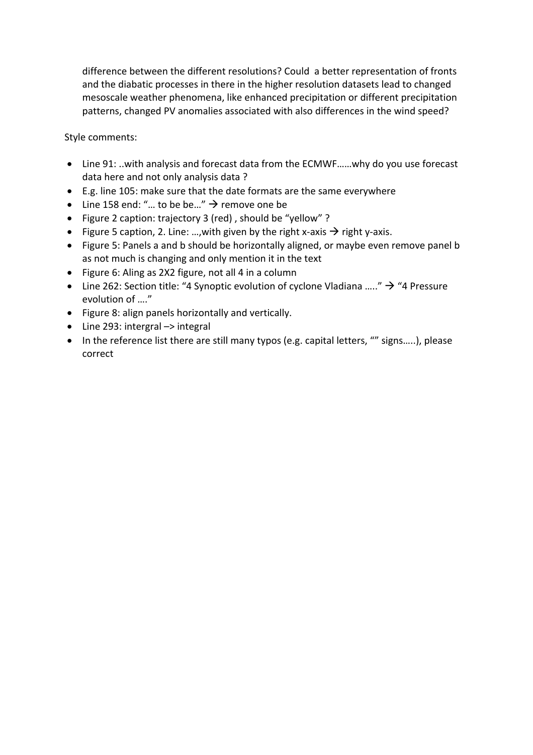difference between the different resolutions? Could a better representation of fronts and the diabatic processes in there in the higher resolution datasets lead to changed mesoscale weather phenomena, like enhanced precipitation or different precipitation patterns, changed PV anomalies associated with also differences in the wind speed?

Style comments:

- Line 91: ..with analysis and forecast data from the ECMWF……why do you use forecast data here and not only analysis data ?
- E.g. line 105: make sure that the date formats are the same everywhere
- Line 158 end: "… to be be…" → remove one be
- Figure 2 caption: trajectory 3 (red) , should be "yellow" ?
- Figure 5 caption, 2. Line: …,with given by the right x-axis → right y-axis.
- Figure 5: Panels a and b should be horizontally aligned, or maybe even remove panel b as not much is changing and only mention it in the text
- Figure 6: Aling as 2X2 figure, not all 4 in a column
- Line 262: Section title: "4 Synoptic evolution of cyclone Vladiana ….." → "4 Pressure evolution of …."
- Figure 8: align panels horizontally and vertically.
- Line 293: intergral –> integral
- In the reference list there are still many typos (e.g. capital letters, "" signs…..), please correct